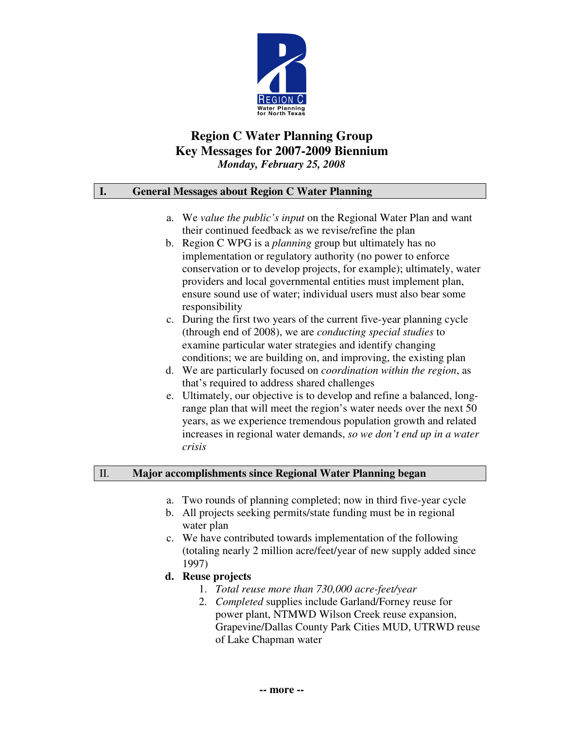# Region C Water Planning Group
## Key Messages for 2007-2009 Biennium
*Monday, February 25, 2008*

## I. General Messages about Region C Water Planning

a. We *value the public's input* on the Regional Water Plan and want their continued feedback as we revise/refine the plan

b. Region C WPG is a *planning* group but ultimately has no implementation or regulatory authority (no power to enforce conservation or to develop projects, for example); ultimately, water providers and local governmental entities must implement plan, ensure sound use of water; individual users must also bear some responsibility

c. During the first two years of the current five-year planning cycle (through end of 2008), we are *conducting special studies* to examine particular water strategies and identify changing conditions; we are building on, and improving, the existing plan

d. We are particularly focused on *coordination within the region*, as that's required to address shared challenges

e. Ultimately, our objective is to develop and refine a balanced, long-range plan that will meet the region's water needs over the next 50 years, as we experience tremendous population growth and related increases in regional water demands, *so we don't end up in a water crisis*

## II. Major accomplishments since Regional Water Planning began

a. Two rounds of planning completed; now in third five-year cycle

b. All projects seeking permits/state funding must be in regional water plan

c. We have contributed towards implementation of the following (totaling nearly 2 million acre/feet/year of new supply added since 1997)

**d. Reuse projects**

1. *Total reuse more than 730,000 acre-feet/year*
2. *Completed* supplies include Garland/Forney reuse for power plant, NTMWD Wilson Creek reuse expansion, Grapevine/Dallas County Park Cities MUD, UTRWD reuse of Lake Chapman water

**-- more --**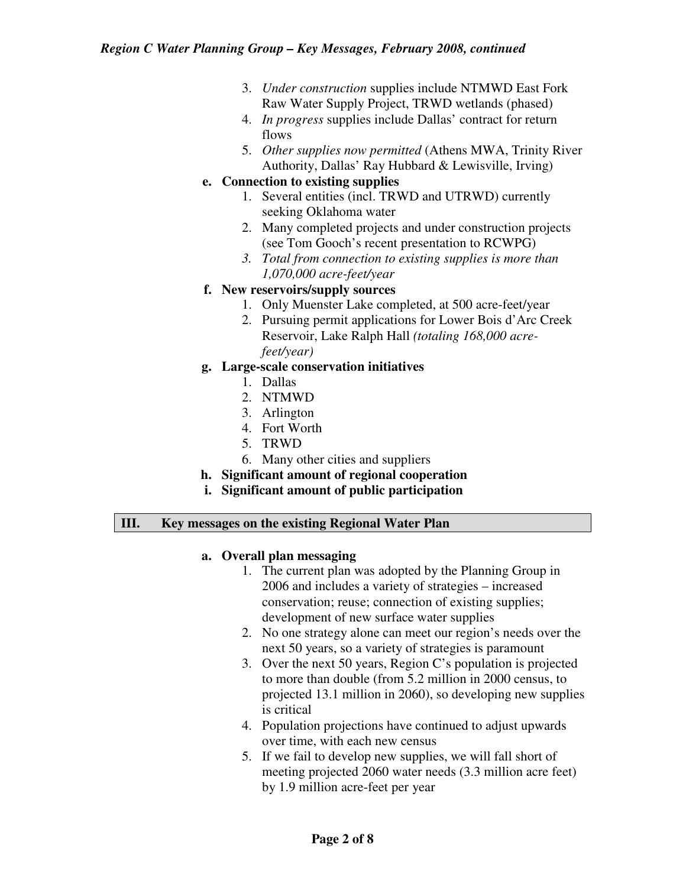3. *Under construction* supplies include NTMWD East Fork Raw Water Supply Project, TRWD wetlands (phased)
4. *In progress* supplies include Dallas' contract for return flows
5. *Other supplies now permitted* (Athens MWA, Trinity River Authority, Dallas' Ray Hubbard & Lewisville, Irving)

**e. Connection to existing supplies**

1. Several entities (incl. TRWD and UTRWD) currently seeking Oklahoma water
2. Many completed projects and under construction projects (see Tom Gooch's recent presentation to RCWPG)
3. *Total from connection to existing supplies is more than 1,070,000 acre-feet/year*

**f. New reservoirs/supply sources**

1. Only Muenster Lake completed, at 500 acre-feet/year
2. Pursuing permit applications for Lower Bois d'Arc Creek Reservoir, Lake Ralph Hall *(totaling 168,000 acre-feet/year)*

**g. Large-scale conservation initiatives**

1. Dallas
2. NTMWD
3. Arlington
4. Fort Worth
5. TRWD
6. Many other cities and suppliers

**h. Significant amount of regional cooperation**

**i. Significant amount of public participation**

## III. Key messages on the existing Regional Water Plan

**a. Overall plan messaging**

1. The current plan was adopted by the Planning Group in 2006 and includes a variety of strategies – increased conservation; reuse; connection of existing supplies; development of new surface water supplies
2. No one strategy alone can meet our region's needs over the next 50 years, so a variety of strategies is paramount
3. Over the next 50 years, Region C's population is projected to more than double (from 5.2 million in 2000 census, to projected 13.1 million in 2060), so developing new supplies is critical
4. Population projections have continued to adjust upwards over time, with each new census
5. If we fail to develop new supplies, we will fall short of meeting projected 2060 water needs (3.3 million acre feet) by 1.9 million acre-feet per year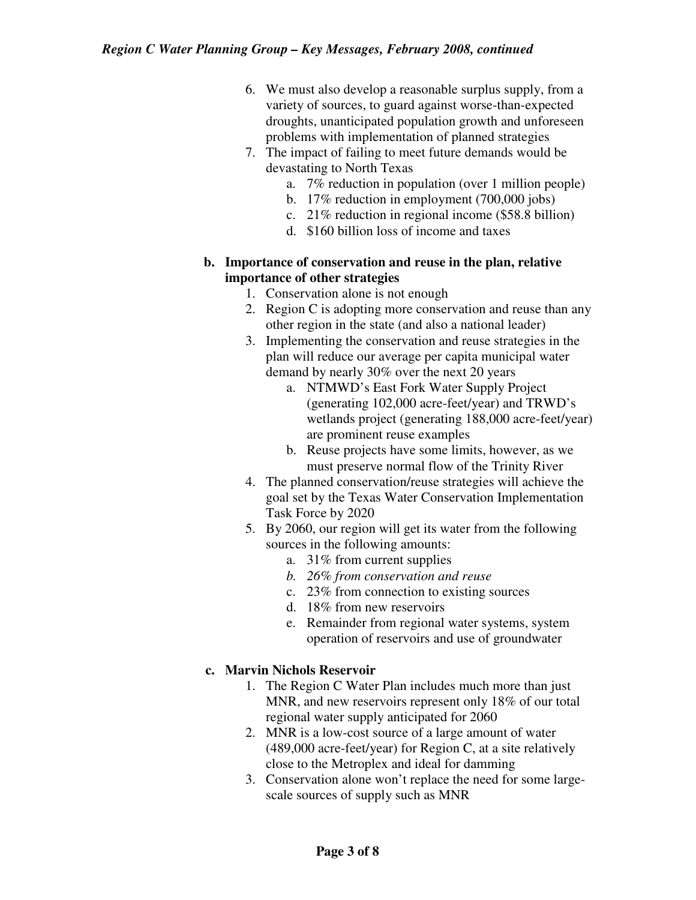6. We must also develop a reasonable surplus supply, from a variety of sources, to guard against worse-than-expected droughts, unanticipated population growth and unforeseen problems with implementation of planned strategies
7. The impact of failing to meet future demands would be devastating to North Texas
   a. 7% reduction in population (over 1 million people)
   b. 17% reduction in employment (700,000 jobs)
   c. 21% reduction in regional income ($58.8 billion)
   d. $160 billion loss of income and taxes

**b. Importance of conservation and reuse in the plan, relative importance of other strategies**

1. Conservation alone is not enough
2. Region C is adopting more conservation and reuse than any other region in the state (and also a national leader)
3. Implementing the conservation and reuse strategies in the plan will reduce our average per capita municipal water demand by nearly 30% over the next 20 years
   a. NTMWD's East Fork Water Supply Project (generating 102,000 acre-feet/year) and TRWD's wetlands project (generating 188,000 acre-feet/year) are prominent reuse examples
   b. Reuse projects have some limits, however, as we must preserve normal flow of the Trinity River
4. The planned conservation/reuse strategies will achieve the goal set by the Texas Water Conservation Implementation Task Force by 2020
5. By 2060, our region will get its water from the following sources in the following amounts:
   a. 31% from current supplies
   b. *26% from conservation and reuse*
   c. 23% from connection to existing sources
   d. 18% from new reservoirs
   e. Remainder from regional water systems, system operation of reservoirs and use of groundwater

**c. Marvin Nichols Reservoir**

1. The Region C Water Plan includes much more than just MNR, and new reservoirs represent only 18% of our total regional water supply anticipated for 2060
2. MNR is a low-cost source of a large amount of water (489,000 acre-feet/year) for Region C, at a site relatively close to the Metroplex and ideal for damming
3. Conservation alone won't replace the need for some large-scale sources of supply such as MNR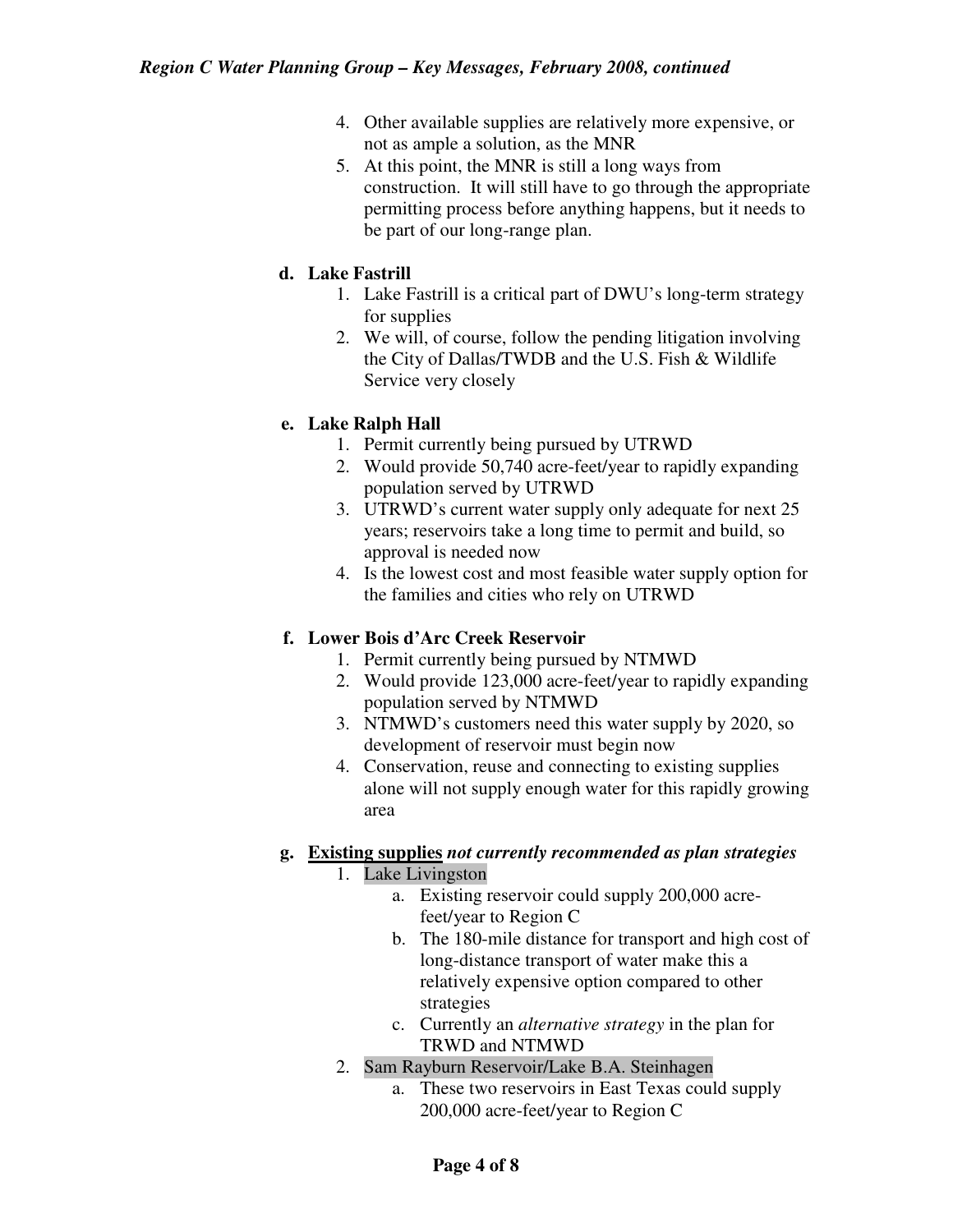4. Other available supplies are relatively more expensive, or not as ample a solution, as the MNR
5. At this point, the MNR is still a long ways from construction. It will still have to go through the appropriate permitting process before anything happens, but it needs to be part of our long-range plan.

**d. Lake Fastrill**

1. Lake Fastrill is a critical part of DWU's long-term strategy for supplies
2. We will, of course, follow the pending litigation involving the City of Dallas/TWDB and the U.S. Fish & Wildlife Service very closely

**e. Lake Ralph Hall**

1. Permit currently being pursued by UTRWD
2. Would provide 50,740 acre-feet/year to rapidly expanding population served by UTRWD
3. UTRWD's current water supply only adequate for next 25 years; reservoirs take a long time to permit and build, so approval is needed now
4. Is the lowest cost and most feasible water supply option for the families and cities who rely on UTRWD

**f. Lower Bois d'Arc Creek Reservoir**

1. Permit currently being pursued by NTMWD
2. Would provide 123,000 acre-feet/year to rapidly expanding population served by NTMWD
3. NTMWD's customers need this water supply by 2020, so development of reservoir must begin now
4. Conservation, reuse and connecting to existing supplies alone will not supply enough water for this rapidly growing area

**g. <u>Existing supplies</u> *not currently recommended as plan strategies***

1. Lake Livingston
   a. Existing reservoir could supply 200,000 acre-feet/year to Region C
   b. The 180-mile distance for transport and high cost of long-distance transport of water make this a relatively expensive option compared to other strategies
   c. Currently an *alternative strategy* in the plan for TRWD and NTMWD
2. Sam Rayburn Reservoir/Lake B.A. Steinhagen
   a. These two reservoirs in East Texas could supply 200,000 acre-feet/year to Region C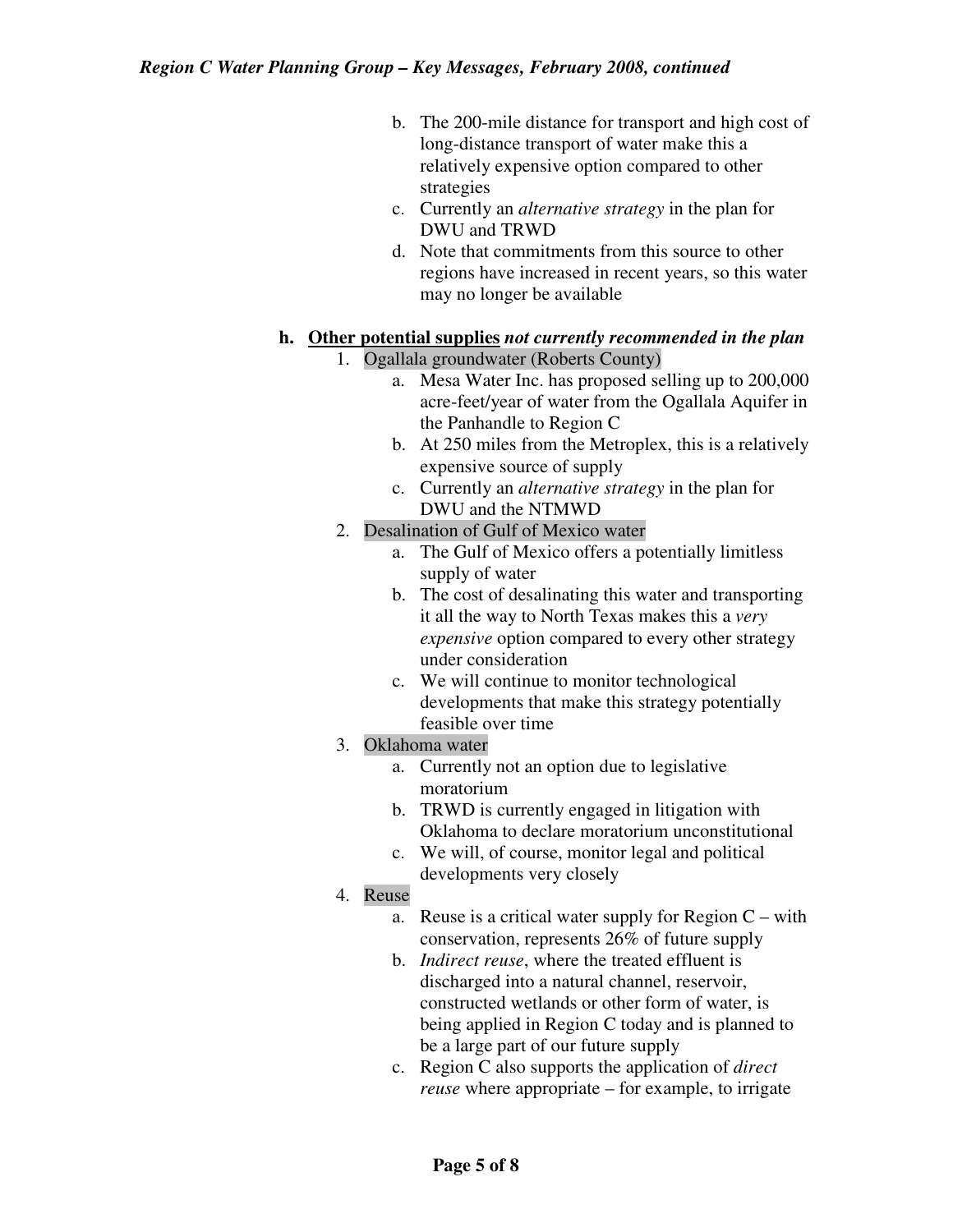b. The 200-mile distance for transport and high cost of long-distance transport of water make this a relatively expensive option compared to other strategies
   c. Currently an *alternative strategy* in the plan for DWU and TRWD
   d. Note that commitments from this source to other regions have increased in recent years, so this water may no longer be available

**h. <u>Other potential supplies</u> *not currently recommended in the plan***

1. Ogallala groundwater (Roberts County)
   a. Mesa Water Inc. has proposed selling up to 200,000 acre-feet/year of water from the Ogallala Aquifer in the Panhandle to Region C
   b. At 250 miles from the Metroplex, this is a relatively expensive source of supply
   c. Currently an *alternative strategy* in the plan for DWU and the NTMWD
2. Desalination of Gulf of Mexico water
   a. The Gulf of Mexico offers a potentially limitless supply of water
   b. The cost of desalinating this water and transporting it all the way to North Texas makes this a *very expensive* option compared to every other strategy under consideration
   c. We will continue to monitor technological developments that make this strategy potentially feasible over time
3. Oklahoma water
   a. Currently not an option due to legislative moratorium
   b. TRWD is currently engaged in litigation with Oklahoma to declare moratorium unconstitutional
   c. We will, of course, monitor legal and political developments very closely
4. Reuse
   a. Reuse is a critical water supply for Region C – with conservation, represents 26% of future supply
   b. *Indirect reuse*, where the treated effluent is discharged into a natural channel, reservoir, constructed wetlands or other form of water, is being applied in Region C today and is planned to be a large part of our future supply
   c. Region C also supports the application of *direct reuse* where appropriate – for example, to irrigate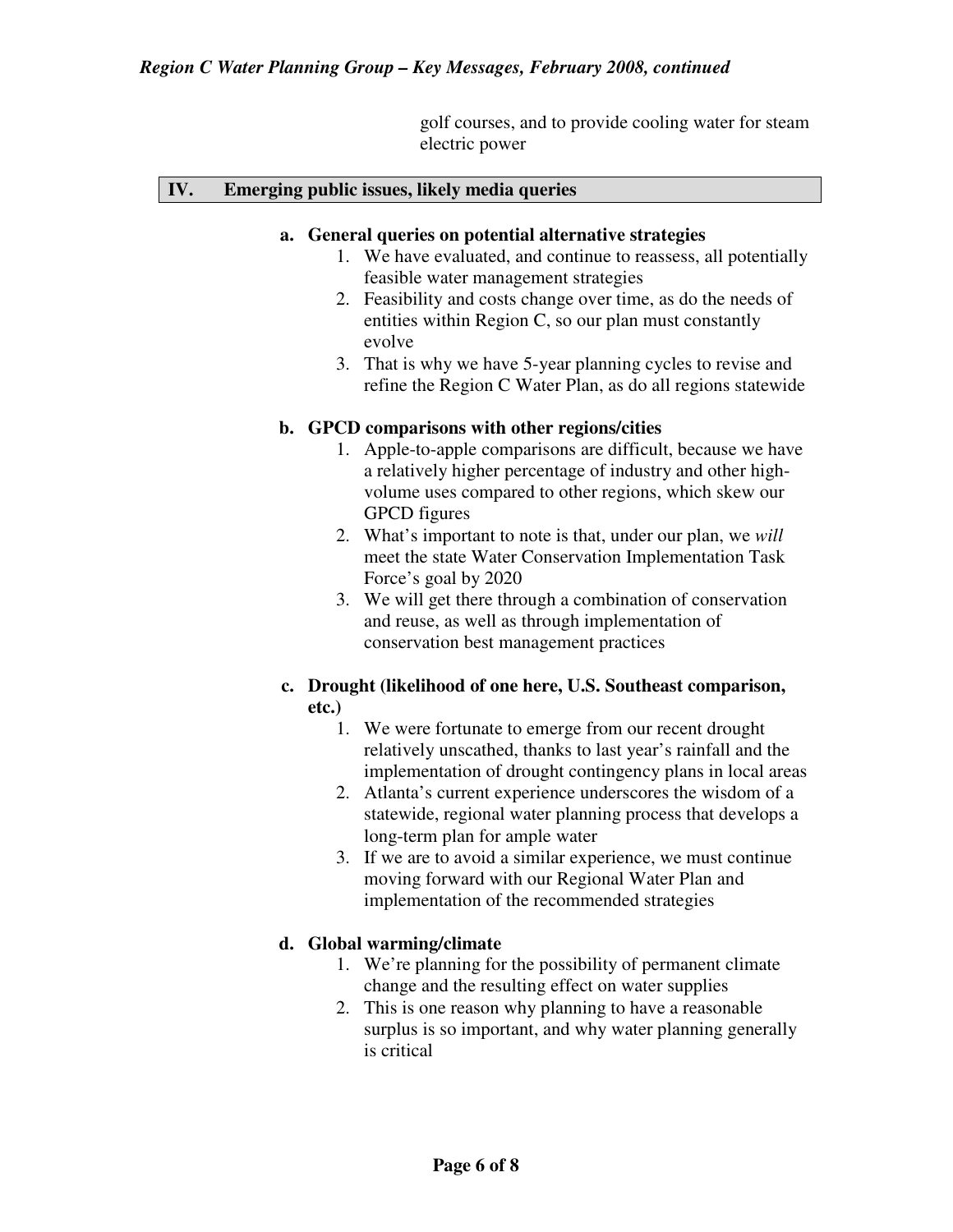golf courses, and to provide cooling water for steam electric power

## IV. Emerging public issues, likely media queries

**a. General queries on potential alternative strategies**

1. We have evaluated, and continue to reassess, all potentially feasible water management strategies
2. Feasibility and costs change over time, as do the needs of entities within Region C, so our plan must constantly evolve
3. That is why we have 5-year planning cycles to revise and refine the Region C Water Plan, as do all regions statewide

**b. GPCD comparisons with other regions/cities**

1. Apple-to-apple comparisons are difficult, because we have a relatively higher percentage of industry and other high-volume uses compared to other regions, which skew our GPCD figures
2. What's important to note is that, under our plan, we *will* meet the state Water Conservation Implementation Task Force's goal by 2020
3. We will get there through a combination of conservation and reuse, as well as through implementation of conservation best management practices

**c. Drought (likelihood of one here, U.S. Southeast comparison, etc.)**

1. We were fortunate to emerge from our recent drought relatively unscathed, thanks to last year's rainfall and the implementation of drought contingency plans in local areas
2. Atlanta's current experience underscores the wisdom of a statewide, regional water planning process that develops a long-term plan for ample water
3. If we are to avoid a similar experience, we must continue moving forward with our Regional Water Plan and implementation of the recommended strategies

**d. Global warming/climate**

1. We're planning for the possibility of permanent climate change and the resulting effect on water supplies
2. This is one reason why planning to have a reasonable surplus is so important, and why water planning generally is critical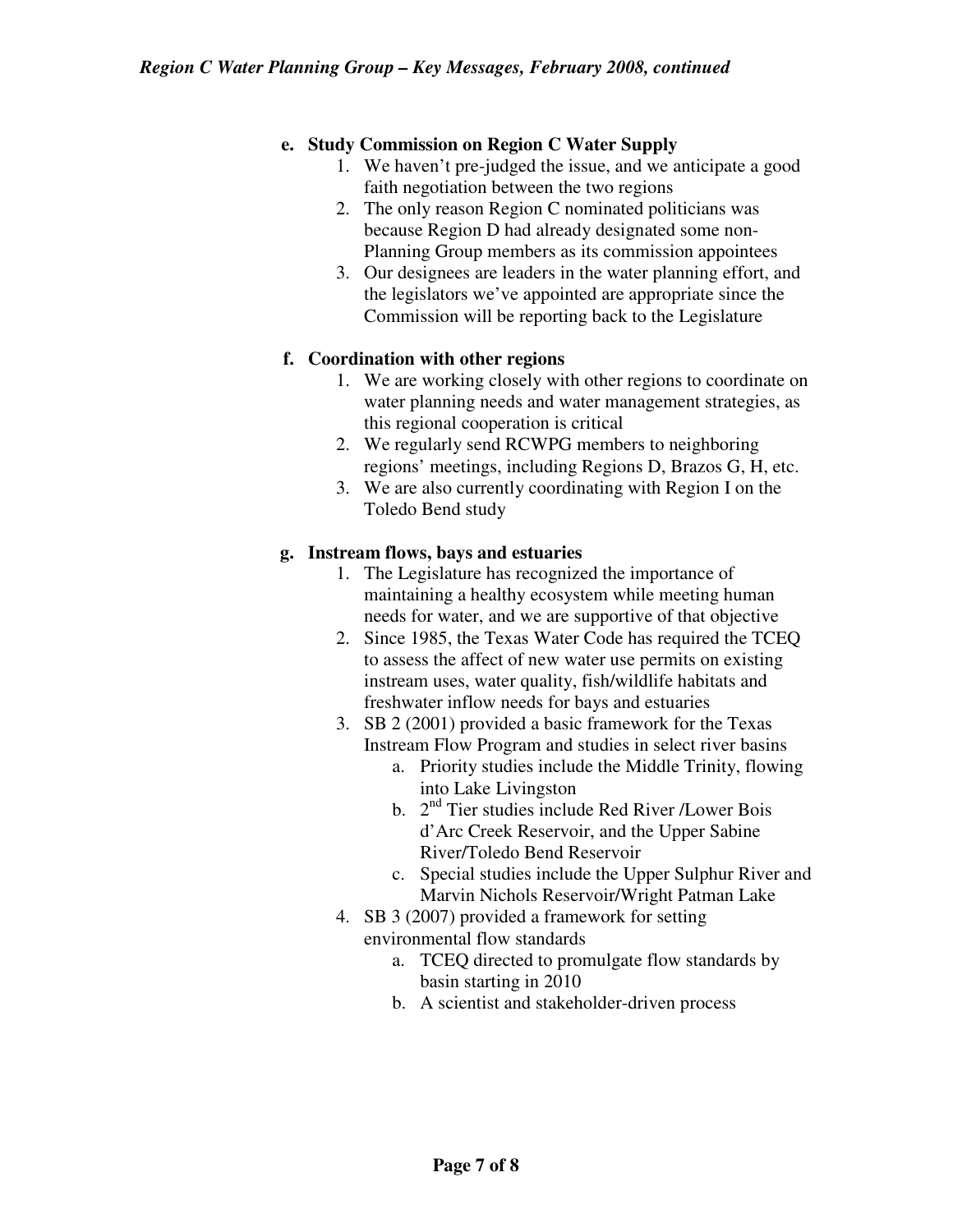**e. Study Commission on Region C Water Supply**

1. We haven't pre-judged the issue, and we anticipate a good faith negotiation between the two regions
2. The only reason Region C nominated politicians was because Region D had already designated some non-Planning Group members as its commission appointees
3. Our designees are leaders in the water planning effort, and the legislators we've appointed are appropriate since the Commission will be reporting back to the Legislature

**f. Coordination with other regions**

1. We are working closely with other regions to coordinate on water planning needs and water management strategies, as this regional cooperation is critical
2. We regularly send RCWPG members to neighboring regions' meetings, including Regions D, Brazos G, H, etc.
3. We are also currently coordinating with Region I on the Toledo Bend study

**g. Instream flows, bays and estuaries**

1. The Legislature has recognized the importance of maintaining a healthy ecosystem while meeting human needs for water, and we are supportive of that objective
2. Since 1985, the Texas Water Code has required the TCEQ to assess the affect of new water use permits on existing instream uses, water quality, fish/wildlife habitats and freshwater inflow needs for bays and estuaries
3. SB 2 (2001) provided a basic framework for the Texas Instream Flow Program and studies in select river basins
    a. Priority studies include the Middle Trinity, flowing into Lake Livingston
    b. 2nd Tier studies include Red River /Lower Bois d'Arc Creek Reservoir, and the Upper Sabine River/Toledo Bend Reservoir
    c. Special studies include the Upper Sulphur River and Marvin Nichols Reservoir/Wright Patman Lake
4. SB 3 (2007) provided a framework for setting environmental flow standards
    a. TCEQ directed to promulgate flow standards by basin starting in 2010
    b. A scientist and stakeholder-driven process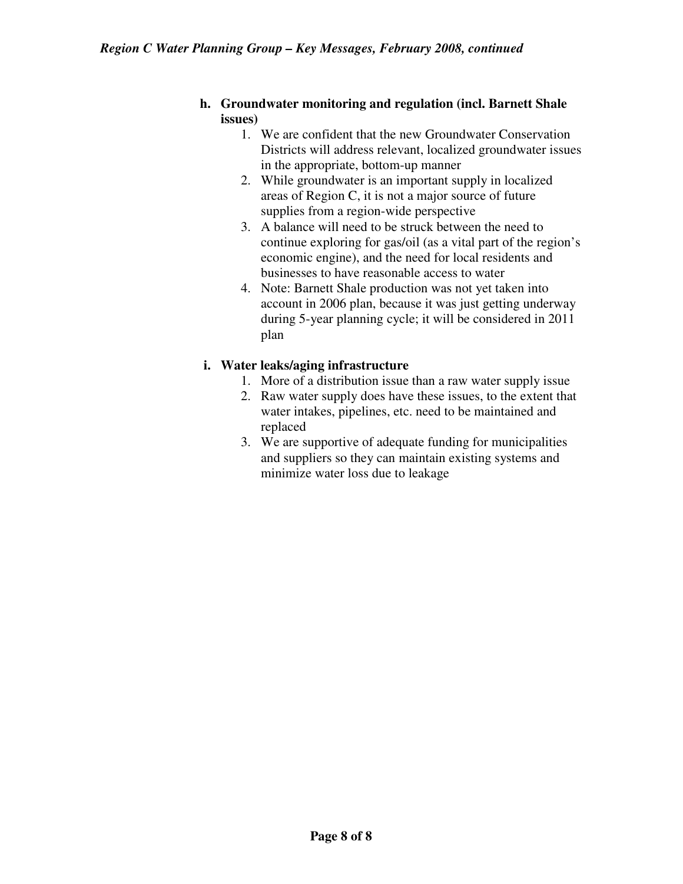**h. Groundwater monitoring and regulation (incl. Barnett Shale issues)**

1. We are confident that the new Groundwater Conservation Districts will address relevant, localized groundwater issues in the appropriate, bottom-up manner
2. While groundwater is an important supply in localized areas of Region C, it is not a major source of future supplies from a region-wide perspective
3. A balance will need to be struck between the need to continue exploring for gas/oil (as a vital part of the region's economic engine), and the need for local residents and businesses to have reasonable access to water
4. Note: Barnett Shale production was not yet taken into account in 2006 plan, because it was just getting underway during 5-year planning cycle; it will be considered in 2011 plan

**i. Water leaks/aging infrastructure**

1. More of a distribution issue than a raw water supply issue
2. Raw water supply does have these issues, to the extent that water intakes, pipelines, etc. need to be maintained and replaced
3. We are supportive of adequate funding for municipalities and suppliers so they can maintain existing systems and minimize water loss due to leakage